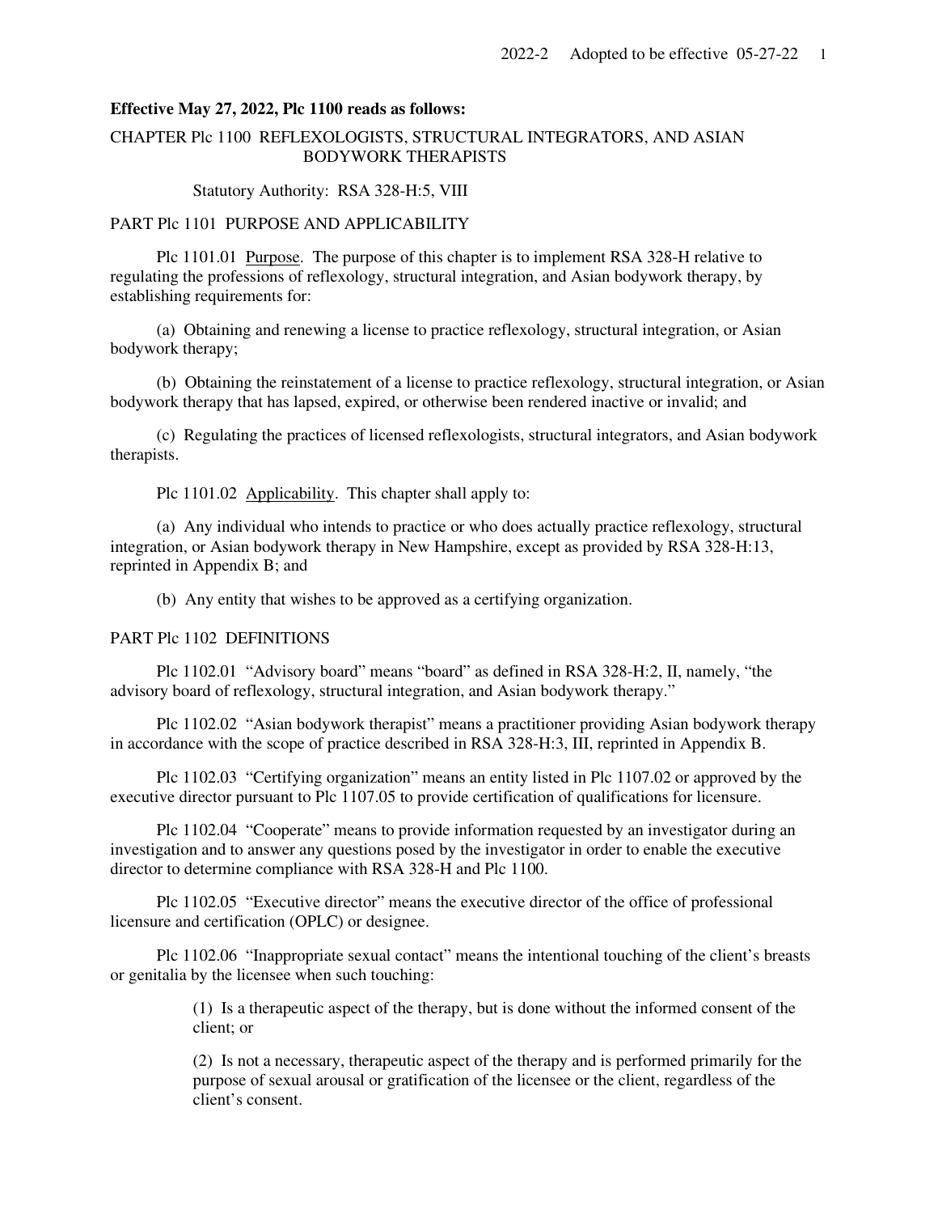**Effective May 27, 2022, Plc 1100 reads as follows:**

CHAPTER Plc 1100 REFLEXOLOGISTS, STRUCTURAL INTEGRATORS, AND ASIAN BODYWORK THERAPISTS

Statutory Authority: RSA 328-H:5, VIII

PART Plc 1101 PURPOSE AND APPLICABILITY

Plc 1101.01 Purpose. The purpose of this chapter is to implement RSA 328-H relative to regulating the professions of reflexology, structural integration, and Asian bodywork therapy, by establishing requirements for:

(a) Obtaining and renewing a license to practice reflexology, structural integration, or Asian bodywork therapy;

(b) Obtaining the reinstatement of a license to practice reflexology, structural integration, or Asian bodywork therapy that has lapsed, expired, or otherwise been rendered inactive or invalid; and

(c) Regulating the practices of licensed reflexologists, structural integrators, and Asian bodywork therapists.

Plc 1101.02 Applicability. This chapter shall apply to:

(a) Any individual who intends to practice or who does actually practice reflexology, structural integration, or Asian bodywork therapy in New Hampshire, except as provided by RSA 328-H:13, reprinted in Appendix B; and

(b) Any entity that wishes to be approved as a certifying organization.

PART Plc 1102 DEFINITIONS

Plc 1102.01 "Advisory board" means "board" as defined in RSA 328-H:2, II, namely, "the advisory board of reflexology, structural integration, and Asian bodywork therapy."

Plc 1102.02 "Asian bodywork therapist" means a practitioner providing Asian bodywork therapy in accordance with the scope of practice described in RSA 328-H:3, III, reprinted in Appendix B.

Plc 1102.03 "Certifying organization" means an entity listed in Plc 1107.02 or approved by the executive director pursuant to Plc 1107.05 to provide certification of qualifications for licensure.

Plc 1102.04 "Cooperate" means to provide information requested by an investigator during an investigation and to answer any questions posed by the investigator in order to enable the executive director to determine compliance with RSA 328-H and Plc 1100.

Plc 1102.05 "Executive director" means the executive director of the office of professional licensure and certification (OPLC) or designee.

Plc 1102.06 "Inappropriate sexual contact" means the intentional touching of the client's breasts or genitalia by the licensee when such touching:

(1) Is a therapeutic aspect of the therapy, but is done without the informed consent of the client; or

(2) Is not a necessary, therapeutic aspect of the therapy and is performed primarily for the purpose of sexual arousal or gratification of the licensee or the client, regardless of the client's consent.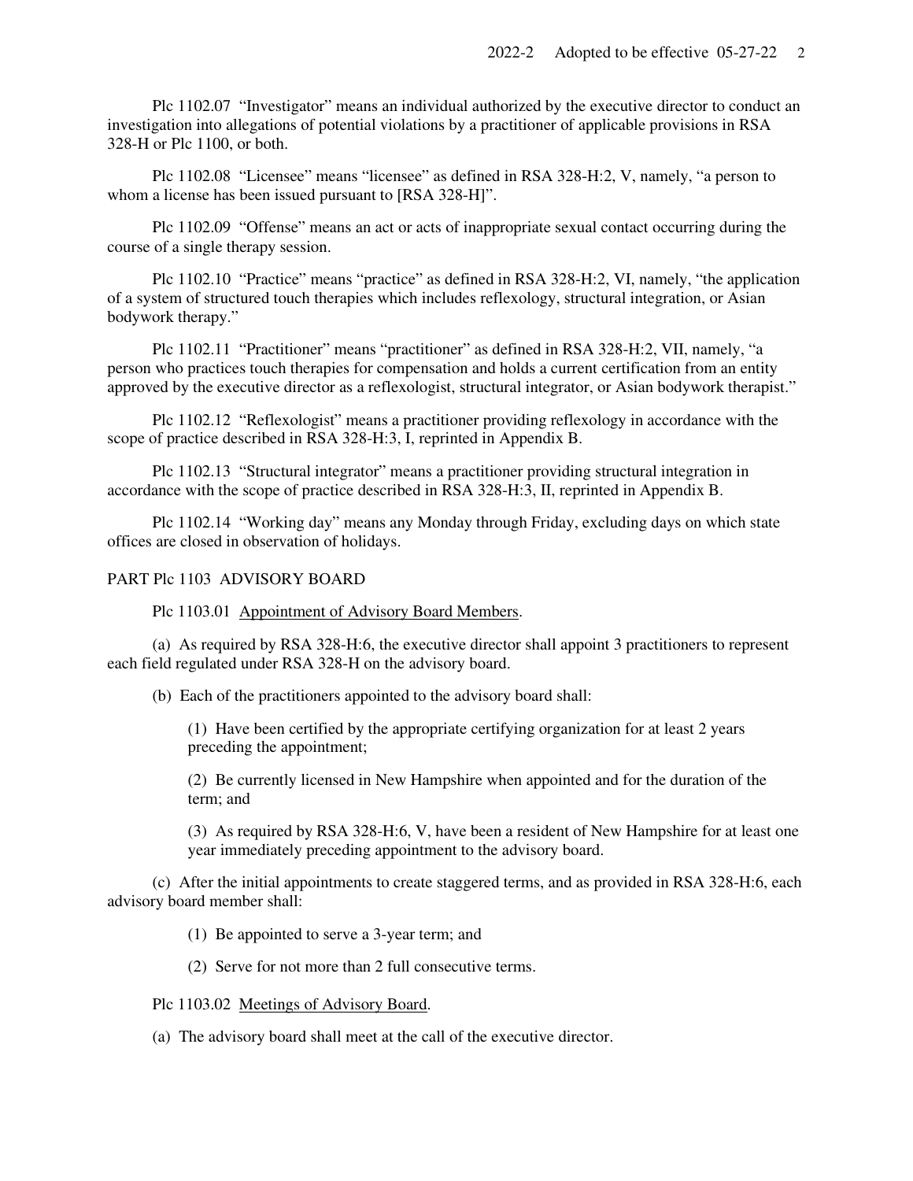Plc 1102.07 "Investigator" means an individual authorized by the executive director to conduct an investigation into allegations of potential violations by a practitioner of applicable provisions in RSA 328-H or Plc 1100, or both.

Plc 1102.08 "Licensee" means "licensee" as defined in RSA 328-H:2, V, namely, "a person to whom a license has been issued pursuant to [RSA 328-H]".

Plc 1102.09 "Offense" means an act or acts of inappropriate sexual contact occurring during the course of a single therapy session.

Plc 1102.10 "Practice" means "practice" as defined in RSA 328-H:2, VI, namely, "the application of a system of structured touch therapies which includes reflexology, structural integration, or Asian bodywork therapy."

Plc 1102.11 "Practitioner" means "practitioner" as defined in RSA 328-H:2, VII, namely, "a person who practices touch therapies for compensation and holds a current certification from an entity approved by the executive director as a reflexologist, structural integrator, or Asian bodywork therapist."

Plc 1102.12 "Reflexologist" means a practitioner providing reflexology in accordance with the scope of practice described in RSA 328-H:3, I, reprinted in Appendix B.

Plc 1102.13 "Structural integrator" means a practitioner providing structural integration in accordance with the scope of practice described in RSA 328-H:3, II, reprinted in Appendix B.

Plc 1102.14 "Working day" means any Monday through Friday, excluding days on which state offices are closed in observation of holidays.

## PART Plc 1103 ADVISORY BOARD

Plc 1103.01 Appointment of Advisory Board Members.

(a) As required by RSA 328-H:6, the executive director shall appoint 3 practitioners to represent each field regulated under RSA 328-H on the advisory board.

(b) Each of the practitioners appointed to the advisory board shall:

(1) Have been certified by the appropriate certifying organization for at least 2 years preceding the appointment;

(2) Be currently licensed in New Hampshire when appointed and for the duration of the term; and

(3) As required by RSA 328-H:6, V, have been a resident of New Hampshire for at least one year immediately preceding appointment to the advisory board.

(c) After the initial appointments to create staggered terms, and as provided in RSA 328-H:6, each advisory board member shall:

(1) Be appointed to serve a 3-year term; and

(2) Serve for not more than 2 full consecutive terms.

Plc 1103.02 Meetings of Advisory Board.

(a) The advisory board shall meet at the call of the executive director.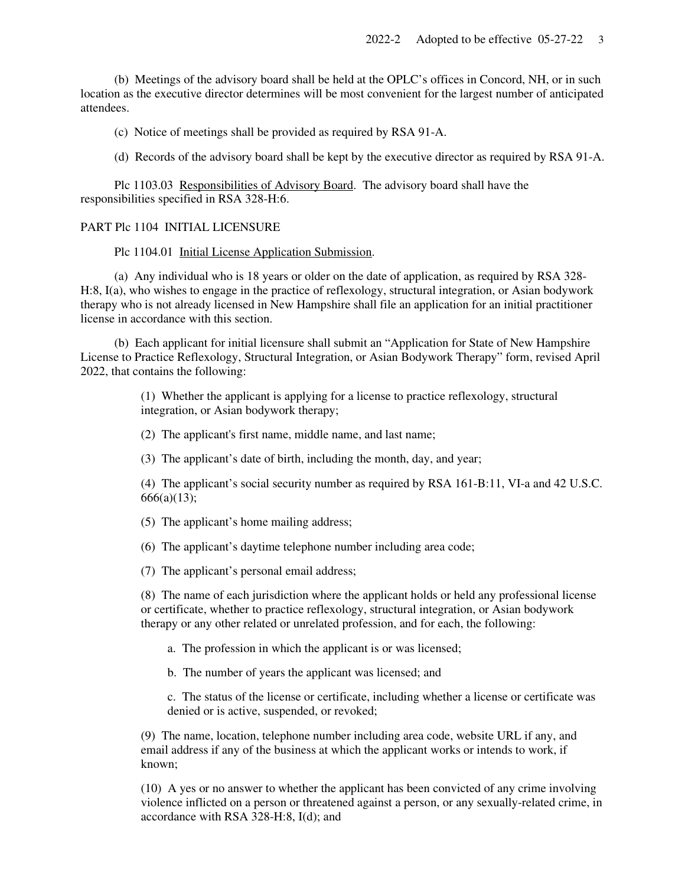(b) Meetings of the advisory board shall be held at the OPLC's offices in Concord, NH, or in such location as the executive director determines will be most convenient for the largest number of anticipated attendees.

(c) Notice of meetings shall be provided as required by RSA 91-A.

(d) Records of the advisory board shall be kept by the executive director as required by RSA 91-A.

Plc 1103.03 Responsibilities of Advisory Board. The advisory board shall have the responsibilities specified in RSA 328-H:6.

PART Plc 1104 INITIAL LICENSURE

Plc 1104.01 Initial License Application Submission.

(a) Any individual who is 18 years or older on the date of application, as required by RSA 328-H:8, I(a), who wishes to engage in the practice of reflexology, structural integration, or Asian bodywork therapy who is not already licensed in New Hampshire shall file an application for an initial practitioner license in accordance with this section.

(b) Each applicant for initial licensure shall submit an "Application for State of New Hampshire License to Practice Reflexology, Structural Integration, or Asian Bodywork Therapy" form, revised April 2022, that contains the following:

(1) Whether the applicant is applying for a license to practice reflexology, structural integration, or Asian bodywork therapy;

(2) The applicant's first name, middle name, and last name;

(3) The applicant's date of birth, including the month, day, and year;

(4) The applicant's social security number as required by RSA 161-B:11, VI-a and 42 U.S.C. 666(a)(13);

(5) The applicant's home mailing address;

(6) The applicant's daytime telephone number including area code;

(7) The applicant's personal email address;

(8) The name of each jurisdiction where the applicant holds or held any professional license or certificate, whether to practice reflexology, structural integration, or Asian bodywork therapy or any other related or unrelated profession, and for each, the following:

a. The profession in which the applicant is or was licensed;

b. The number of years the applicant was licensed; and

c. The status of the license or certificate, including whether a license or certificate was denied or is active, suspended, or revoked;

(9) The name, location, telephone number including area code, website URL if any, and email address if any of the business at which the applicant works or intends to work, if known;

(10) A yes or no answer to whether the applicant has been convicted of any crime involving violence inflicted on a person or threatened against a person, or any sexually-related crime, in accordance with RSA 328-H:8, I(d); and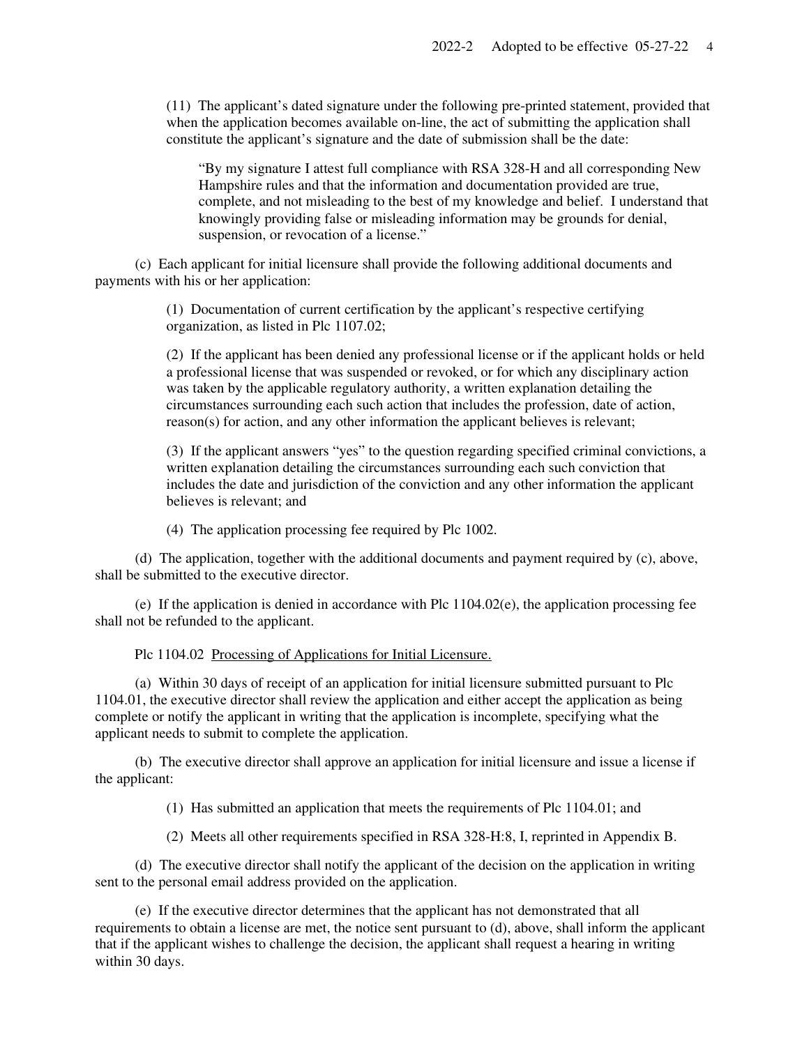(11) The applicant's dated signature under the following pre-printed statement, provided that when the application becomes available on-line, the act of submitting the application shall constitute the applicant's signature and the date of submission shall be the date:

> "By my signature I attest full compliance with RSA 328-H and all corresponding New Hampshire rules and that the information and documentation provided are true, complete, and not misleading to the best of my knowledge and belief. I understand that knowingly providing false or misleading information may be grounds for denial, suspension, or revocation of a license."

(c) Each applicant for initial licensure shall provide the following additional documents and payments with his or her application:

(1) Documentation of current certification by the applicant's respective certifying organization, as listed in Plc 1107.02;

(2) If the applicant has been denied any professional license or if the applicant holds or held a professional license that was suspended or revoked, or for which any disciplinary action was taken by the applicable regulatory authority, a written explanation detailing the circumstances surrounding each such action that includes the profession, date of action, reason(s) for action, and any other information the applicant believes is relevant;

(3) If the applicant answers "yes" to the question regarding specified criminal convictions, a written explanation detailing the circumstances surrounding each such conviction that includes the date and jurisdiction of the conviction and any other information the applicant believes is relevant; and

(4) The application processing fee required by Plc 1002.

(d) The application, together with the additional documents and payment required by (c), above, shall be submitted to the executive director.

(e) If the application is denied in accordance with Plc 1104.02(e), the application processing fee shall not be refunded to the applicant.

Plc 1104.02 Processing of Applications for Initial Licensure.

(a) Within 30 days of receipt of an application for initial licensure submitted pursuant to Plc 1104.01, the executive director shall review the application and either accept the application as being complete or notify the applicant in writing that the application is incomplete, specifying what the applicant needs to submit to complete the application.

(b) The executive director shall approve an application for initial licensure and issue a license if the applicant:

(1) Has submitted an application that meets the requirements of Plc 1104.01; and

(2) Meets all other requirements specified in RSA 328-H:8, I, reprinted in Appendix B.

(d) The executive director shall notify the applicant of the decision on the application in writing sent to the personal email address provided on the application.

(e) If the executive director determines that the applicant has not demonstrated that all requirements to obtain a license are met, the notice sent pursuant to (d), above, shall inform the applicant that if the applicant wishes to challenge the decision, the applicant shall request a hearing in writing within 30 days.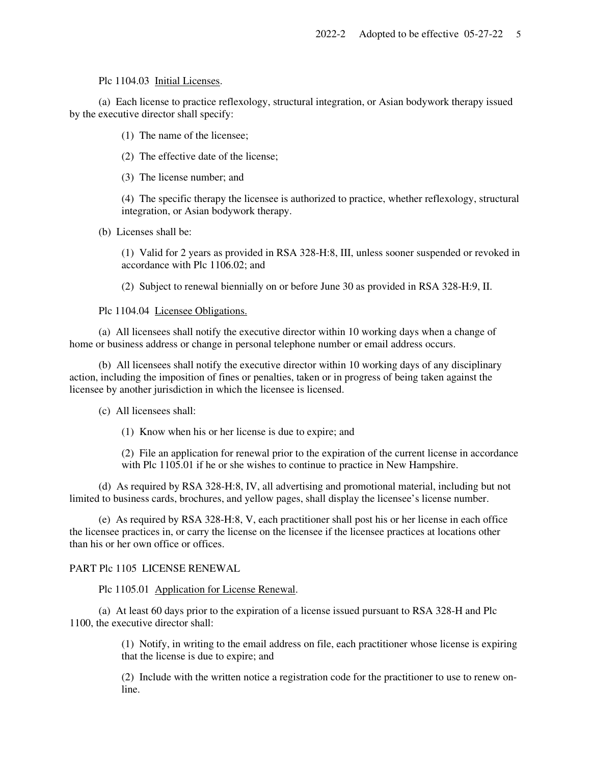Plc 1104.03 <u>Initial Licenses</u>.

(a) Each license to practice reflexology, structural integration, or Asian bodywork therapy issued by the executive director shall specify:

(1) The name of the licensee;

(2) The effective date of the license;

(3) The license number; and

(4) The specific therapy the licensee is authorized to practice, whether reflexology, structural integration, or Asian bodywork therapy.

(b) Licenses shall be:

(1) Valid for 2 years as provided in RSA 328-H:8, III, unless sooner suspended or revoked in accordance with Plc 1106.02; and

(2) Subject to renewal biennially on or before June 30 as provided in RSA 328-H:9, II.

Plc 1104.04 <u>Licensee Obligations.</u>

(a) All licensees shall notify the executive director within 10 working days when a change of home or business address or change in personal telephone number or email address occurs.

(b) All licensees shall notify the executive director within 10 working days of any disciplinary action, including the imposition of fines or penalties, taken or in progress of being taken against the licensee by another jurisdiction in which the licensee is licensed.

(c) All licensees shall:

(1) Know when his or her license is due to expire; and

(2) File an application for renewal prior to the expiration of the current license in accordance with Plc 1105.01 if he or she wishes to continue to practice in New Hampshire.

(d) As required by RSA 328-H:8, IV, all advertising and promotional material, including but not limited to business cards, brochures, and yellow pages, shall display the licensee's license number.

(e) As required by RSA 328-H:8, V, each practitioner shall post his or her license in each office the licensee practices in, or carry the license on the licensee if the licensee practices at locations other than his or her own office or offices.

PART Plc 1105 LICENSE RENEWAL

Plc 1105.01 <u>Application for License Renewal</u>.

(a) At least 60 days prior to the expiration of a license issued pursuant to RSA 328-H and Plc 1100, the executive director shall:

(1) Notify, in writing to the email address on file, each practitioner whose license is expiring that the license is due to expire; and

(2) Include with the written notice a registration code for the practitioner to use to renew on-line.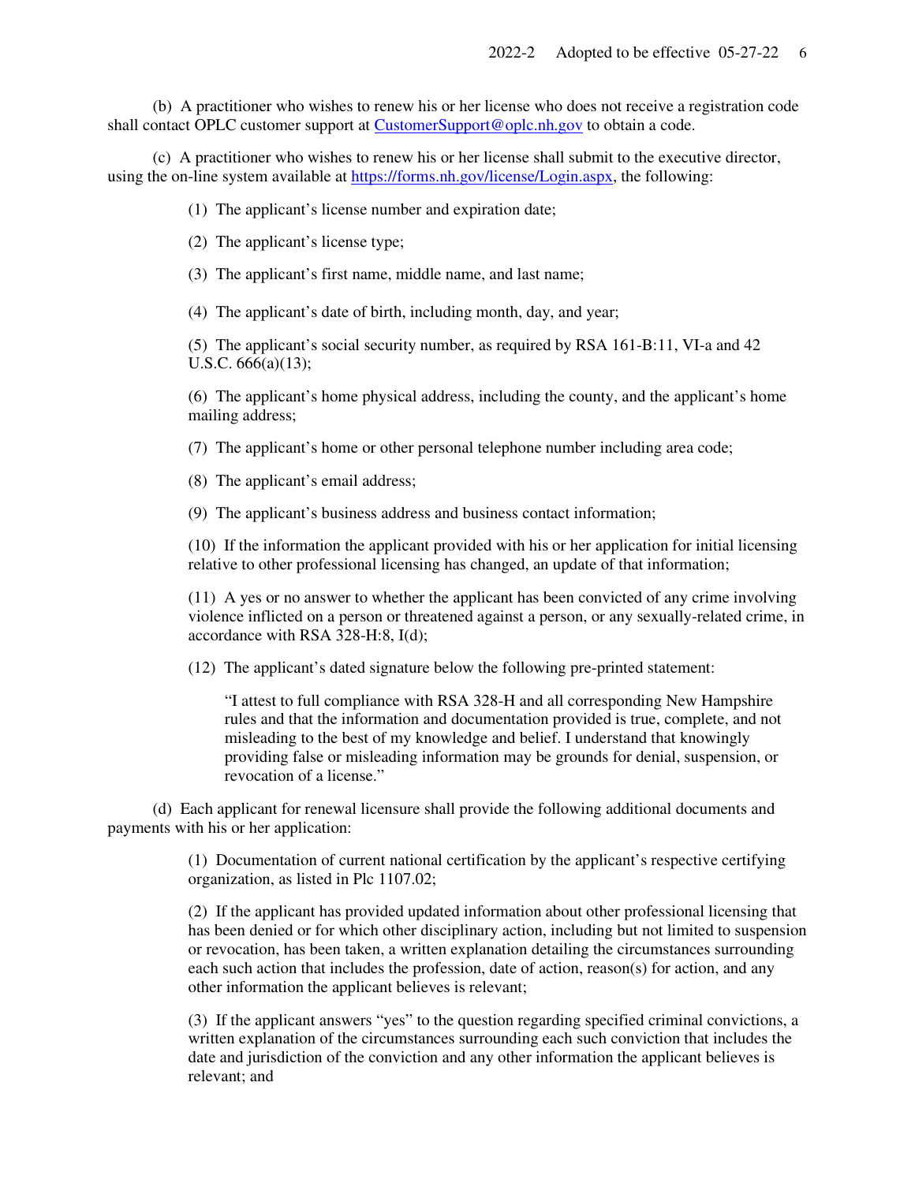(b) A practitioner who wishes to renew his or her license who does not receive a registration code shall contact OPLC customer support at CustomerSupport@oplc.nh.gov to obtain a code.

(c) A practitioner who wishes to renew his or her license shall submit to the executive director, using the on-line system available at https://forms.nh.gov/license/Login.aspx, the following:

(1) The applicant's license number and expiration date;

(2) The applicant's license type;

(3) The applicant's first name, middle name, and last name;

(4) The applicant's date of birth, including month, day, and year;

(5) The applicant's social security number, as required by RSA 161-B:11, VI-a and 42 U.S.C. 666(a)(13);

(6) The applicant's home physical address, including the county, and the applicant's home mailing address;

(7) The applicant's home or other personal telephone number including area code;

(8) The applicant's email address;

(9) The applicant's business address and business contact information;

(10) If the information the applicant provided with his or her application for initial licensing relative to other professional licensing has changed, an update of that information;

(11) A yes or no answer to whether the applicant has been convicted of any crime involving violence inflicted on a person or threatened against a person, or any sexually-related crime, in accordance with RSA 328-H:8, I(d);

(12) The applicant's dated signature below the following pre-printed statement:

> "I attest to full compliance with RSA 328-H and all corresponding New Hampshire rules and that the information and documentation provided is true, complete, and not misleading to the best of my knowledge and belief. I understand that knowingly providing false or misleading information may be grounds for denial, suspension, or revocation of a license."

(d) Each applicant for renewal licensure shall provide the following additional documents and payments with his or her application:

(1) Documentation of current national certification by the applicant's respective certifying organization, as listed in Plc 1107.02;

(2) If the applicant has provided updated information about other professional licensing that has been denied or for which other disciplinary action, including but not limited to suspension or revocation, has been taken, a written explanation detailing the circumstances surrounding each such action that includes the profession, date of action, reason(s) for action, and any other information the applicant believes is relevant;

(3) If the applicant answers "yes" to the question regarding specified criminal convictions, a written explanation of the circumstances surrounding each such conviction that includes the date and jurisdiction of the conviction and any other information the applicant believes is relevant; and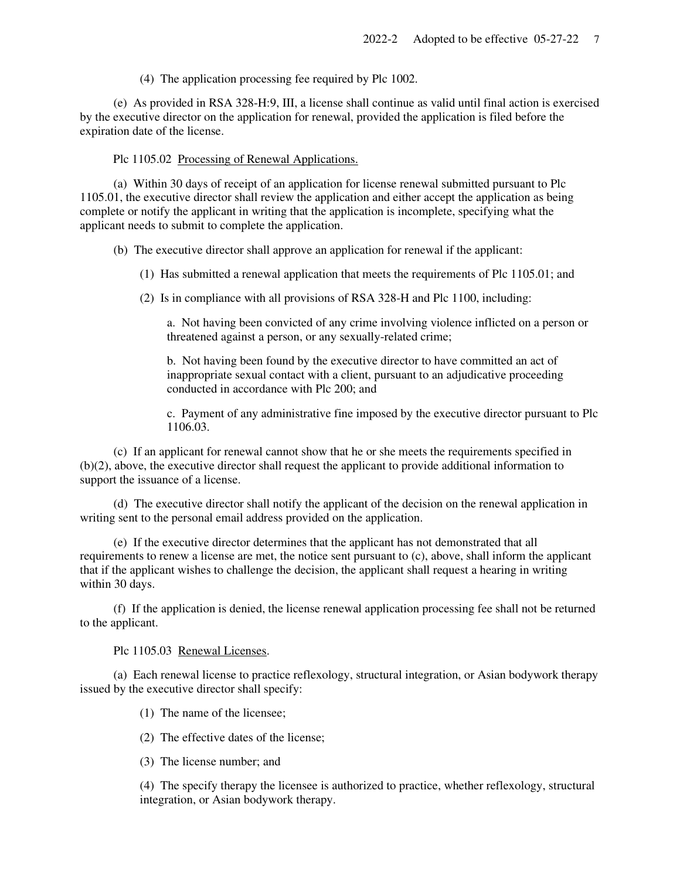(4) The application processing fee required by Plc 1002.

(e) As provided in RSA 328-H:9, III, a license shall continue as valid until final action is exercised by the executive director on the application for renewal, provided the application is filed before the expiration date of the license.

Plc 1105.02 Processing of Renewal Applications.

(a) Within 30 days of receipt of an application for license renewal submitted pursuant to Plc 1105.01, the executive director shall review the application and either accept the application as being complete or notify the applicant in writing that the application is incomplete, specifying what the applicant needs to submit to complete the application.

(b) The executive director shall approve an application for renewal if the applicant:

(1) Has submitted a renewal application that meets the requirements of Plc 1105.01; and

(2) Is in compliance with all provisions of RSA 328-H and Plc 1100, including:

a. Not having been convicted of any crime involving violence inflicted on a person or threatened against a person, or any sexually-related crime;

b. Not having been found by the executive director to have committed an act of inappropriate sexual contact with a client, pursuant to an adjudicative proceeding conducted in accordance with Plc 200; and

c. Payment of any administrative fine imposed by the executive director pursuant to Plc 1106.03.

(c) If an applicant for renewal cannot show that he or she meets the requirements specified in (b)(2), above, the executive director shall request the applicant to provide additional information to support the issuance of a license.

(d) The executive director shall notify the applicant of the decision on the renewal application in writing sent to the personal email address provided on the application.

(e) If the executive director determines that the applicant has not demonstrated that all requirements to renew a license are met, the notice sent pursuant to (c), above, shall inform the applicant that if the applicant wishes to challenge the decision, the applicant shall request a hearing in writing within 30 days.

(f) If the application is denied, the license renewal application processing fee shall not be returned to the applicant.

Plc 1105.03 Renewal Licenses.

(a) Each renewal license to practice reflexology, structural integration, or Asian bodywork therapy issued by the executive director shall specify:

(1) The name of the licensee;

(2) The effective dates of the license;

(3) The license number; and

(4) The specify therapy the licensee is authorized to practice, whether reflexology, structural integration, or Asian bodywork therapy.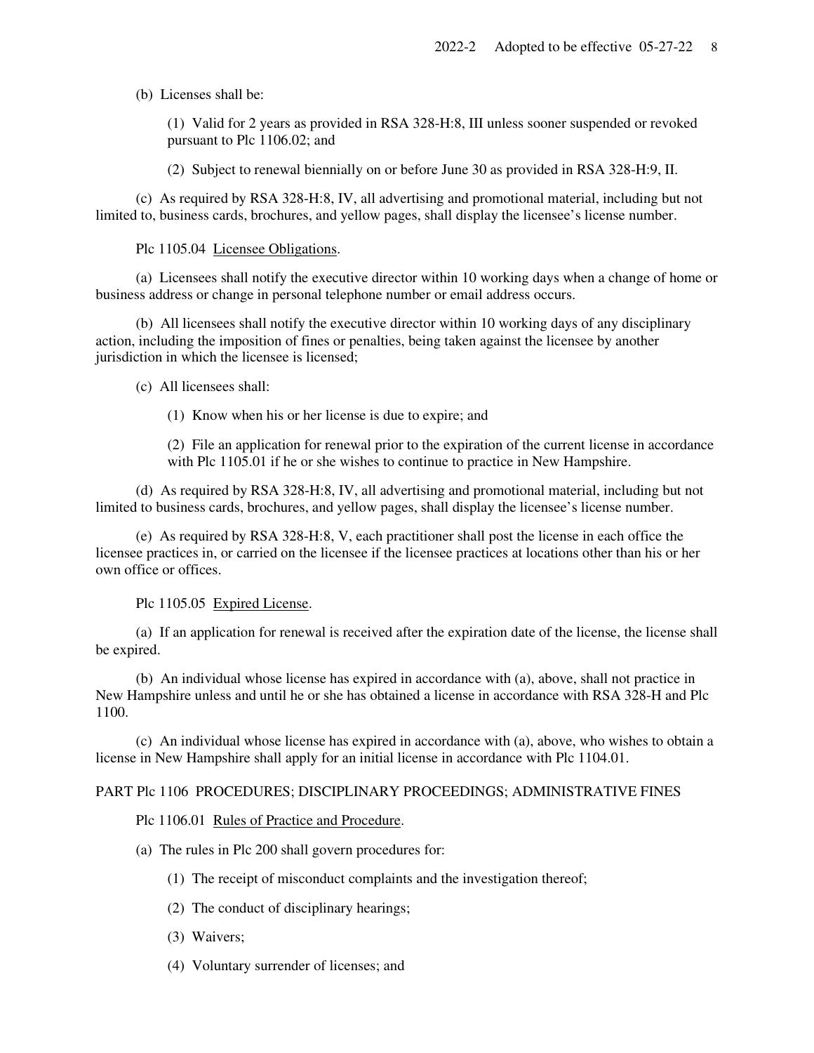(b) Licenses shall be:

(1) Valid for 2 years as provided in RSA 328-H:8, III unless sooner suspended or revoked pursuant to Plc 1106.02; and

(2) Subject to renewal biennially on or before June 30 as provided in RSA 328-H:9, II.

(c) As required by RSA 328-H:8, IV, all advertising and promotional material, including but not limited to, business cards, brochures, and yellow pages, shall display the licensee's license number.

Plc 1105.04 Licensee Obligations.

(a) Licensees shall notify the executive director within 10 working days when a change of home or business address or change in personal telephone number or email address occurs.

(b) All licensees shall notify the executive director within 10 working days of any disciplinary action, including the imposition of fines or penalties, being taken against the licensee by another jurisdiction in which the licensee is licensed;

(c) All licensees shall:

(1) Know when his or her license is due to expire; and

(2) File an application for renewal prior to the expiration of the current license in accordance with Plc 1105.01 if he or she wishes to continue to practice in New Hampshire.

(d) As required by RSA 328-H:8, IV, all advertising and promotional material, including but not limited to business cards, brochures, and yellow pages, shall display the licensee's license number.

(e) As required by RSA 328-H:8, V, each practitioner shall post the license in each office the licensee practices in, or carried on the licensee if the licensee practices at locations other than his or her own office or offices.

Plc 1105.05 Expired License.

(a) If an application for renewal is received after the expiration date of the license, the license shall be expired.

(b) An individual whose license has expired in accordance with (a), above, shall not practice in New Hampshire unless and until he or she has obtained a license in accordance with RSA 328-H and Plc 1100.

(c) An individual whose license has expired in accordance with (a), above, who wishes to obtain a license in New Hampshire shall apply for an initial license in accordance with Plc 1104.01.

PART Plc 1106 PROCEDURES; DISCIPLINARY PROCEEDINGS; ADMINISTRATIVE FINES

Plc 1106.01 Rules of Practice and Procedure.

(a) The rules in Plc 200 shall govern procedures for:

(1) The receipt of misconduct complaints and the investigation thereof;

(2) The conduct of disciplinary hearings;

(3) Waivers;

(4) Voluntary surrender of licenses; and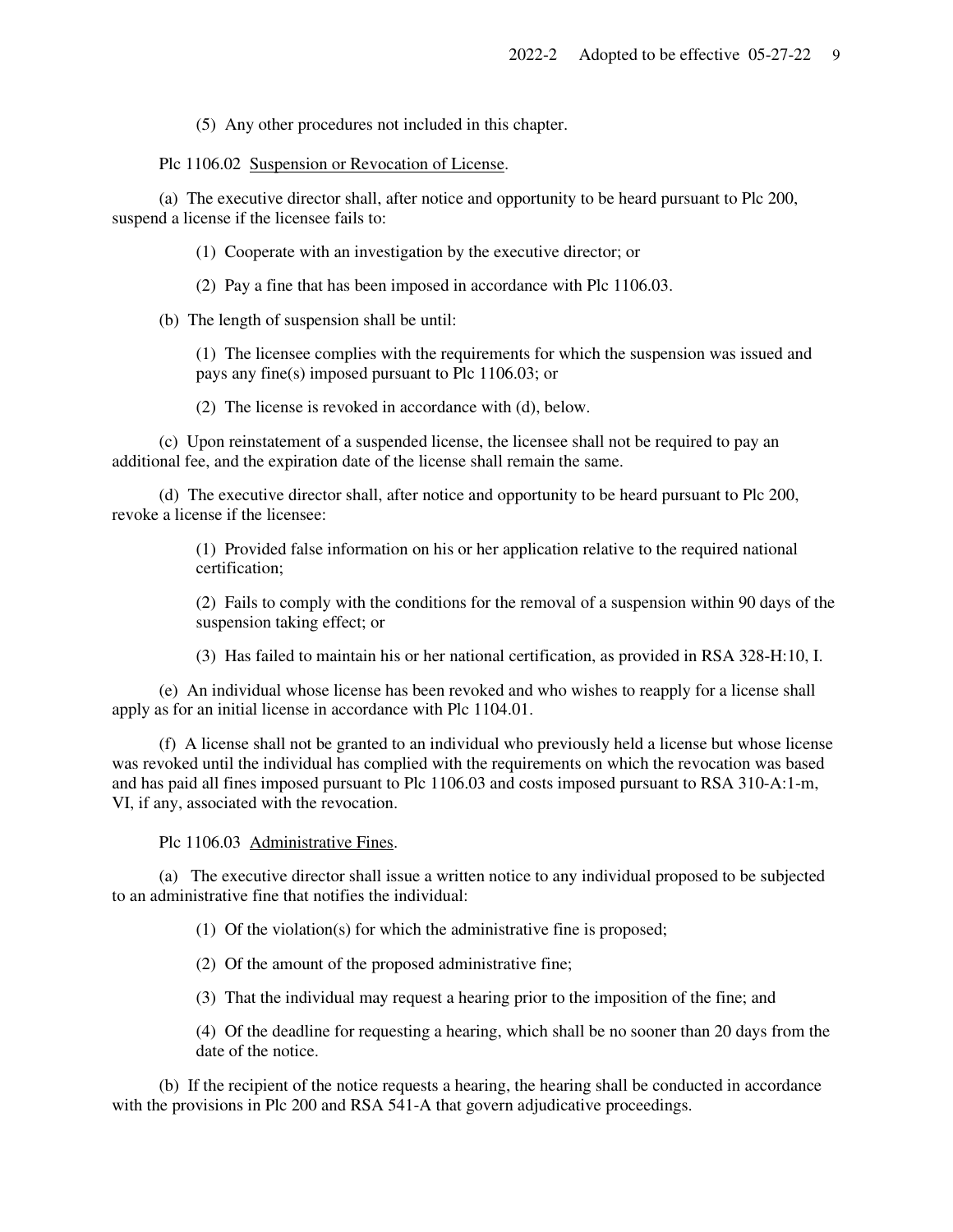(5) Any other procedures not included in this chapter.

Plc 1106.02 Suspension or Revocation of License.

(a) The executive director shall, after notice and opportunity to be heard pursuant to Plc 200, suspend a license if the licensee fails to:

(1) Cooperate with an investigation by the executive director; or

(2) Pay a fine that has been imposed in accordance with Plc 1106.03.

(b) The length of suspension shall be until:

(1) The licensee complies with the requirements for which the suspension was issued and pays any fine(s) imposed pursuant to Plc 1106.03; or

(2) The license is revoked in accordance with (d), below.

(c) Upon reinstatement of a suspended license, the licensee shall not be required to pay an additional fee, and the expiration date of the license shall remain the same.

(d) The executive director shall, after notice and opportunity to be heard pursuant to Plc 200, revoke a license if the licensee:

(1) Provided false information on his or her application relative to the required national certification;

(2) Fails to comply with the conditions for the removal of a suspension within 90 days of the suspension taking effect; or

(3) Has failed to maintain his or her national certification, as provided in RSA 328-H:10, I.

(e) An individual whose license has been revoked and who wishes to reapply for a license shall apply as for an initial license in accordance with Plc 1104.01.

(f) A license shall not be granted to an individual who previously held a license but whose license was revoked until the individual has complied with the requirements on which the revocation was based and has paid all fines imposed pursuant to Plc 1106.03 and costs imposed pursuant to RSA 310-A:1-m, VI, if any, associated with the revocation.

Plc 1106.03 Administrative Fines.

(a) The executive director shall issue a written notice to any individual proposed to be subjected to an administrative fine that notifies the individual:

(1) Of the violation(s) for which the administrative fine is proposed;

(2) Of the amount of the proposed administrative fine;

(3) That the individual may request a hearing prior to the imposition of the fine; and

(4) Of the deadline for requesting a hearing, which shall be no sooner than 20 days from the date of the notice.

(b) If the recipient of the notice requests a hearing, the hearing shall be conducted in accordance with the provisions in Plc 200 and RSA 541-A that govern adjudicative proceedings.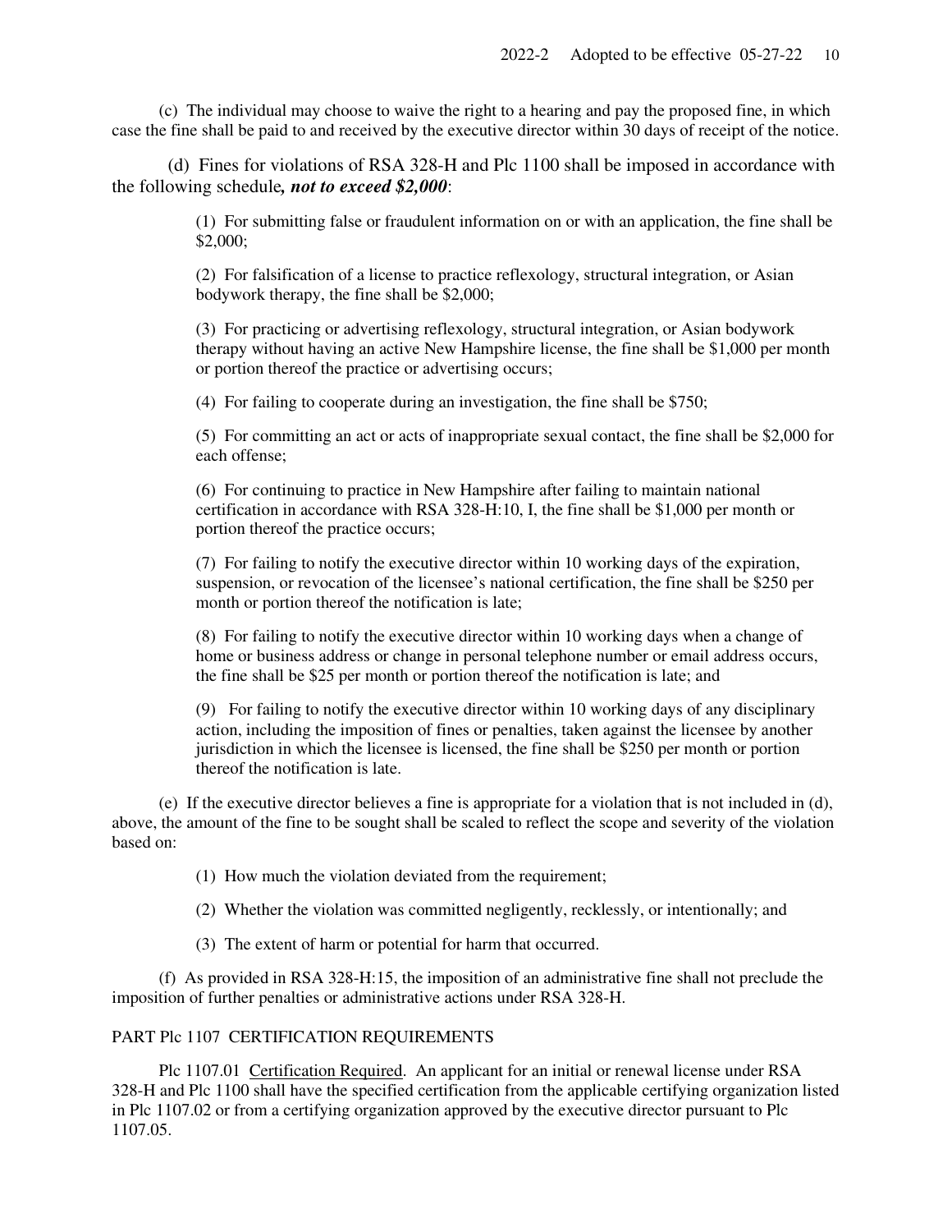(c) The individual may choose to waive the right to a hearing and pay the proposed fine, in which case the fine shall be paid to and received by the executive director within 30 days of receipt of the notice.

(d) Fines for violations of RSA 328-H and Plc 1100 shall be imposed in accordance with the following schedule***, not to exceed $2,000***:

(1) For submitting false or fraudulent information on or with an application, the fine shall be $2,000;

(2) For falsification of a license to practice reflexology, structural integration, or Asian bodywork therapy, the fine shall be $2,000;

(3) For practicing or advertising reflexology, structural integration, or Asian bodywork therapy without having an active New Hampshire license, the fine shall be $1,000 per month or portion thereof the practice or advertising occurs;

(4) For failing to cooperate during an investigation, the fine shall be $750;

(5) For committing an act or acts of inappropriate sexual contact, the fine shall be $2,000 for each offense;

(6) For continuing to practice in New Hampshire after failing to maintain national certification in accordance with RSA 328-H:10, I, the fine shall be $1,000 per month or portion thereof the practice occurs;

(7) For failing to notify the executive director within 10 working days of the expiration, suspension, or revocation of the licensee's national certification, the fine shall be $250 per month or portion thereof the notification is late;

(8) For failing to notify the executive director within 10 working days when a change of home or business address or change in personal telephone number or email address occurs, the fine shall be $25 per month or portion thereof the notification is late; and

(9) For failing to notify the executive director within 10 working days of any disciplinary action, including the imposition of fines or penalties, taken against the licensee by another jurisdiction in which the licensee is licensed, the fine shall be $250 per month or portion thereof the notification is late.

(e) If the executive director believes a fine is appropriate for a violation that is not included in (d), above, the amount of the fine to be sought shall be scaled to reflect the scope and severity of the violation based on:

(1) How much the violation deviated from the requirement;

(2) Whether the violation was committed negligently, recklessly, or intentionally; and

(3) The extent of harm or potential for harm that occurred.

(f) As provided in RSA 328-H:15, the imposition of an administrative fine shall not preclude the imposition of further penalties or administrative actions under RSA 328-H.

## PART Plc 1107 CERTIFICATION REQUIREMENTS

Plc 1107.01 Certification Required. An applicant for an initial or renewal license under RSA 328-H and Plc 1100 shall have the specified certification from the applicable certifying organization listed in Plc 1107.02 or from a certifying organization approved by the executive director pursuant to Plc 1107.05.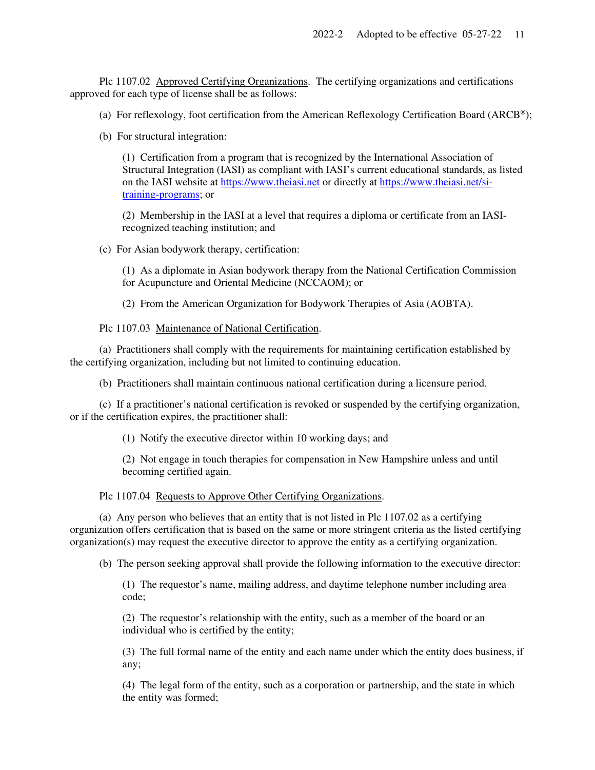Plc 1107.02 Approved Certifying Organizations. The certifying organizations and certifications approved for each type of license shall be as follows:

(a) For reflexology, foot certification from the American Reflexology Certification Board (ARCB®);

(b) For structural integration:

(1) Certification from a program that is recognized by the International Association of Structural Integration (IASI) as compliant with IASI's current educational standards, as listed on the IASI website at https://www.theiasi.net or directly at https://www.theiasi.net/si-training-programs; or

(2) Membership in the IASI at a level that requires a diploma or certificate from an IASI-recognized teaching institution; and

(c) For Asian bodywork therapy, certification:

(1) As a diplomate in Asian bodywork therapy from the National Certification Commission for Acupuncture and Oriental Medicine (NCCAOM); or

(2) From the American Organization for Bodywork Therapies of Asia (AOBTA).

Plc 1107.03 Maintenance of National Certification.

(a) Practitioners shall comply with the requirements for maintaining certification established by the certifying organization, including but not limited to continuing education.

(b) Practitioners shall maintain continuous national certification during a licensure period.

(c) If a practitioner's national certification is revoked or suspended by the certifying organization, or if the certification expires, the practitioner shall:

(1) Notify the executive director within 10 working days; and

(2) Not engage in touch therapies for compensation in New Hampshire unless and until becoming certified again.

Plc 1107.04 Requests to Approve Other Certifying Organizations.

(a) Any person who believes that an entity that is not listed in Plc 1107.02 as a certifying organization offers certification that is based on the same or more stringent criteria as the listed certifying organization(s) may request the executive director to approve the entity as a certifying organization.

(b) The person seeking approval shall provide the following information to the executive director:

(1) The requestor's name, mailing address, and daytime telephone number including area code;

(2) The requestor's relationship with the entity, such as a member of the board or an individual who is certified by the entity;

(3) The full formal name of the entity and each name under which the entity does business, if any;

(4) The legal form of the entity, such as a corporation or partnership, and the state in which the entity was formed;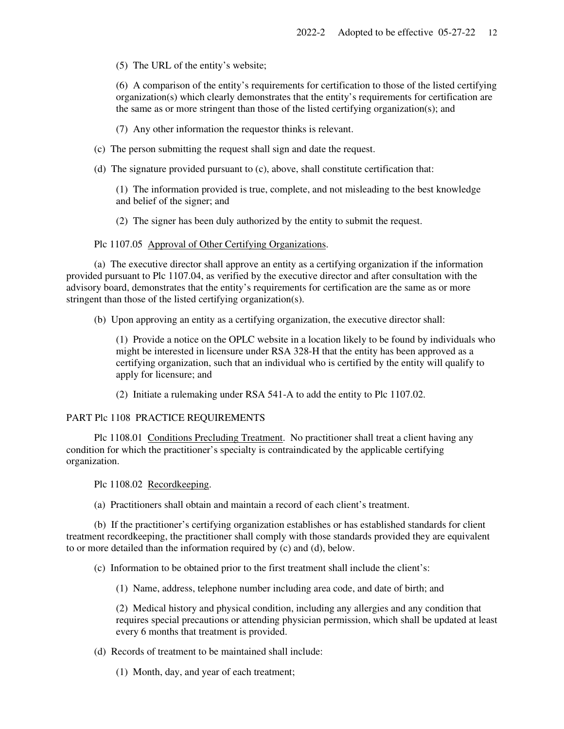(5) The URL of the entity's website;

(6) A comparison of the entity's requirements for certification to those of the listed certifying organization(s) which clearly demonstrates that the entity's requirements for certification are the same as or more stringent than those of the listed certifying organization(s); and

(7) Any other information the requestor thinks is relevant.

(c) The person submitting the request shall sign and date the request.

(d) The signature provided pursuant to (c), above, shall constitute certification that:

(1) The information provided is true, complete, and not misleading to the best knowledge and belief of the signer; and

(2) The signer has been duly authorized by the entity to submit the request.

Plc 1107.05 Approval of Other Certifying Organizations.

(a) The executive director shall approve an entity as a certifying organization if the information provided pursuant to Plc 1107.04, as verified by the executive director and after consultation with the advisory board, demonstrates that the entity's requirements for certification are the same as or more stringent than those of the listed certifying organization(s).

(b) Upon approving an entity as a certifying organization, the executive director shall:

(1) Provide a notice on the OPLC website in a location likely to be found by individuals who might be interested in licensure under RSA 328-H that the entity has been approved as a certifying organization, such that an individual who is certified by the entity will qualify to apply for licensure; and

(2) Initiate a rulemaking under RSA 541-A to add the entity to Plc 1107.02.

PART Plc 1108 PRACTICE REQUIREMENTS

Plc 1108.01 Conditions Precluding Treatment. No practitioner shall treat a client having any condition for which the practitioner's specialty is contraindicated by the applicable certifying organization.

Plc 1108.02 Recordkeeping.

(a) Practitioners shall obtain and maintain a record of each client's treatment.

(b) If the practitioner's certifying organization establishes or has established standards for client treatment recordkeeping, the practitioner shall comply with those standards provided they are equivalent to or more detailed than the information required by (c) and (d), below.

(c) Information to be obtained prior to the first treatment shall include the client's:

(1) Name, address, telephone number including area code, and date of birth; and

(2) Medical history and physical condition, including any allergies and any condition that requires special precautions or attending physician permission, which shall be updated at least every 6 months that treatment is provided.

(d) Records of treatment to be maintained shall include:

(1) Month, day, and year of each treatment;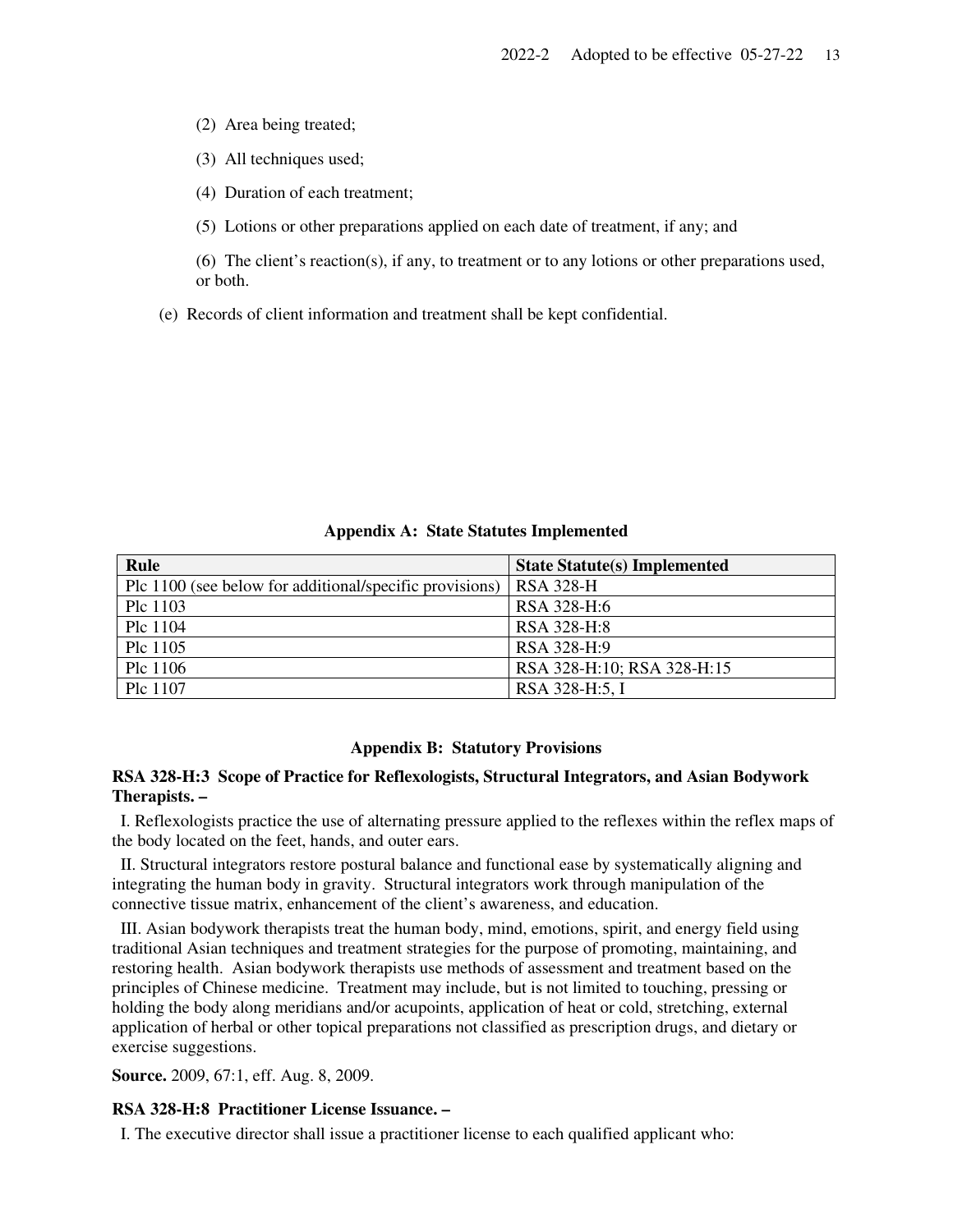(2) Area being treated;

(3) All techniques used;

(4) Duration of each treatment;

(5) Lotions or other preparations applied on each date of treatment, if any; and

(6) The client's reaction(s), if any, to treatment or to any lotions or other preparations used, or both.

(e) Records of client information and treatment shall be kept confidential.

**Appendix A: State Statutes Implemented**

| Rule | State Statute(s) Implemented |
|---|---|
| Plc 1100 (see below for additional/specific provisions) | RSA 328-H |
| Plc 1103 | RSA 328-H:6 |
| Plc 1104 | RSA 328-H:8 |
| Plc 1105 | RSA 328-H:9 |
| Plc 1106 | RSA 328-H:10; RSA 328-H:15 |
| Plc 1107 | RSA 328-H:5, I |

**Appendix B: Statutory Provisions**

**RSA 328-H:3 Scope of Practice for Reflexologists, Structural Integrators, and Asian Bodywork Therapists. –**

I. Reflexologists practice the use of alternating pressure applied to the reflexes within the reflex maps of the body located on the feet, hands, and outer ears.

II. Structural integrators restore postural balance and functional ease by systematically aligning and integrating the human body in gravity. Structural integrators work through manipulation of the connective tissue matrix, enhancement of the client's awareness, and education.

III. Asian bodywork therapists treat the human body, mind, emotions, spirit, and energy field using traditional Asian techniques and treatment strategies for the purpose of promoting, maintaining, and restoring health. Asian bodywork therapists use methods of assessment and treatment based on the principles of Chinese medicine. Treatment may include, but is not limited to touching, pressing or holding the body along meridians and/or acupoints, application of heat or cold, stretching, external application of herbal or other topical preparations not classified as prescription drugs, and dietary or exercise suggestions.

**Source.** 2009, 67:1, eff. Aug. 8, 2009.

**RSA 328-H:8 Practitioner License Issuance. –**

I. The executive director shall issue a practitioner license to each qualified applicant who: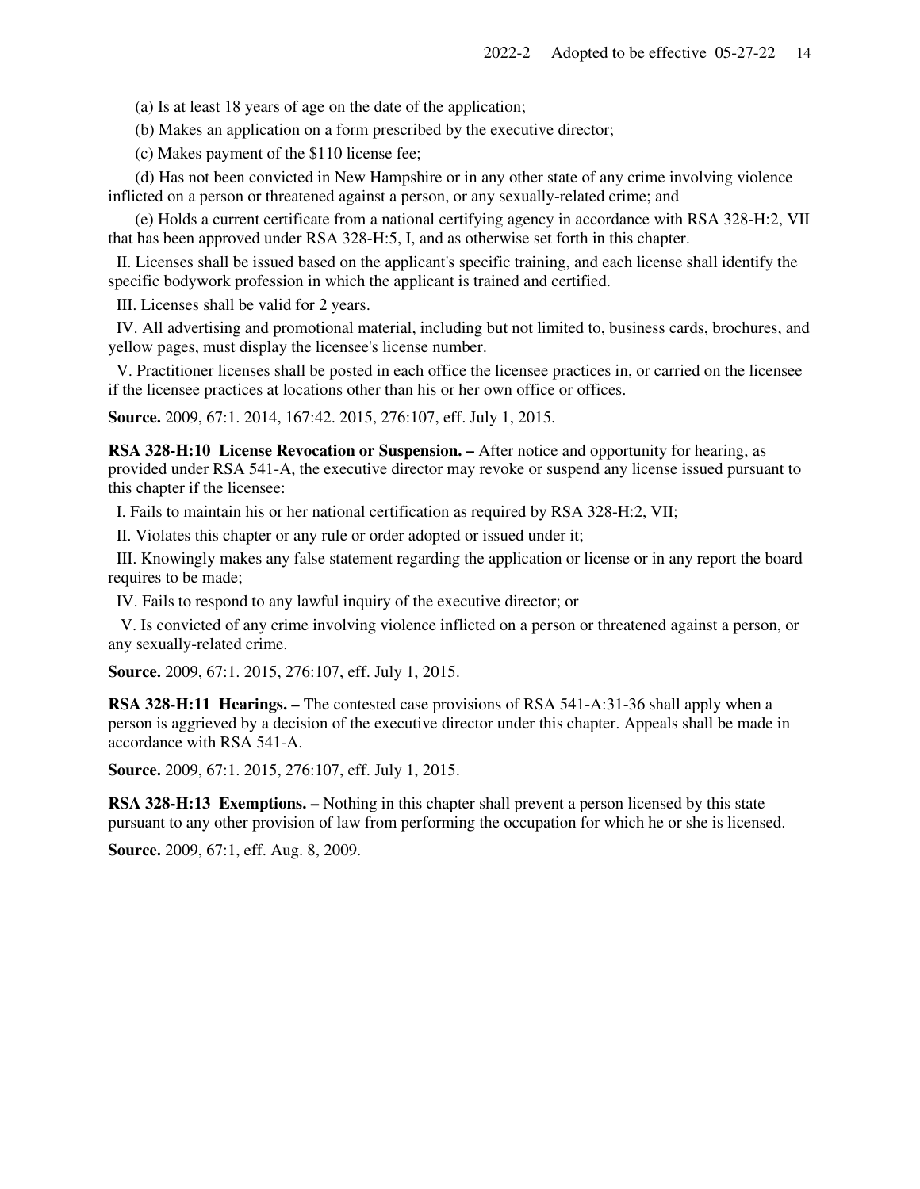(a) Is at least 18 years of age on the date of the application;

(b) Makes an application on a form prescribed by the executive director;

(c) Makes payment of the $110 license fee;

(d) Has not been convicted in New Hampshire or in any other state of any crime involving violence inflicted on a person or threatened against a person, or any sexually-related crime; and

(e) Holds a current certificate from a national certifying agency in accordance with RSA 328-H:2, VII that has been approved under RSA 328-H:5, I, and as otherwise set forth in this chapter.

II. Licenses shall be issued based on the applicant's specific training, and each license shall identify the specific bodywork profession in which the applicant is trained and certified.

III. Licenses shall be valid for 2 years.

IV. All advertising and promotional material, including but not limited to, business cards, brochures, and yellow pages, must display the licensee's license number.

V. Practitioner licenses shall be posted in each office the licensee practices in, or carried on the licensee if the licensee practices at locations other than his or her own office or offices.

**Source.** 2009, 67:1. 2014, 167:42. 2015, 276:107, eff. July 1, 2015.

**RSA 328-H:10 License Revocation or Suspension. –** After notice and opportunity for hearing, as provided under RSA 541-A, the executive director may revoke or suspend any license issued pursuant to this chapter if the licensee:

I. Fails to maintain his or her national certification as required by RSA 328-H:2, VII;

II. Violates this chapter or any rule or order adopted or issued under it;

III. Knowingly makes any false statement regarding the application or license or in any report the board requires to be made;

IV. Fails to respond to any lawful inquiry of the executive director; or

V. Is convicted of any crime involving violence inflicted on a person or threatened against a person, or any sexually-related crime.

**Source.** 2009, 67:1. 2015, 276:107, eff. July 1, 2015.

**RSA 328-H:11 Hearings. –** The contested case provisions of RSA 541-A:31-36 shall apply when a person is aggrieved by a decision of the executive director under this chapter. Appeals shall be made in accordance with RSA 541-A.

**Source.** 2009, 67:1. 2015, 276:107, eff. July 1, 2015.

**RSA 328-H:13 Exemptions. –** Nothing in this chapter shall prevent a person licensed by this state pursuant to any other provision of law from performing the occupation for which he or she is licensed.

**Source.** 2009, 67:1, eff. Aug. 8, 2009.